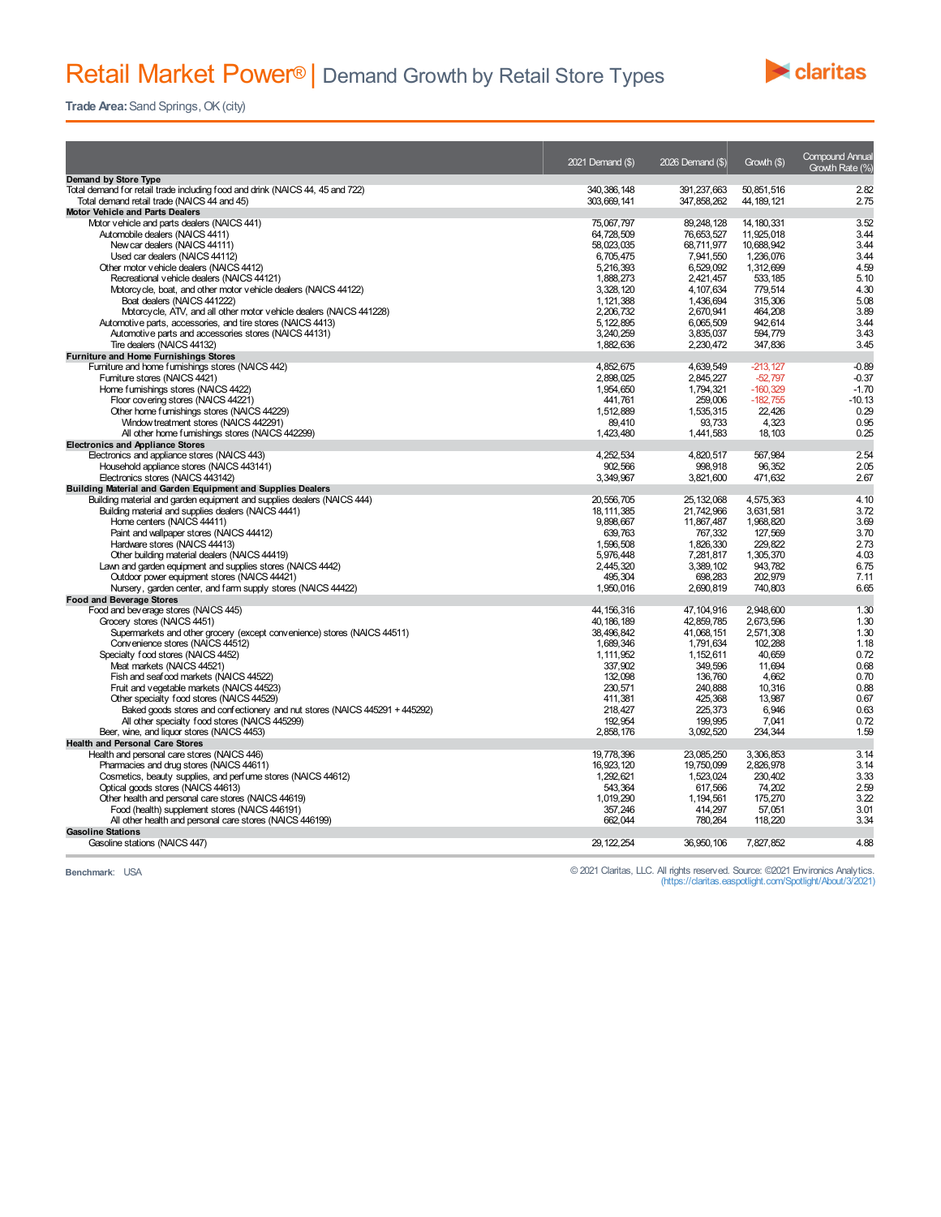# Retail Market Power® | Demand Growth by Retail Store Types

**Trade Area:** Sand Springs, OK (city)

| | 2021 Demand ($) | 2026 Demand ($) | Growth ($) | Compound Annual Growth Rate (%) |
|---|---|---|---|---|
| **Demand by Store Type** | | | | |
| Total demand for retail trade including food and drink (NAICS 44, 45 and 722) | 340,386,148 | 391,237,663 | 50,851,516 | 2.82 |
| Total demand retail trade (NAICS 44 and 45) | 303,669,141 | 347,858,262 | 44,189,121 | 2.75 |
| **Motor Vehicle and Parts Dealers** | | | | |
| Motor vehicle and parts dealers (NAICS 441) | 75,067,797 | 89,248,128 | 14,180,331 | 3.52 |
| Automobile dealers (NAICS 4411) | 64,728,509 | 76,653,527 | 11,925,018 | 3.44 |
| New car dealers (NAICS 44111) | 58,023,035 | 68,711,977 | 10,688,942 | 3.44 |
| Used car dealers (NAICS 44112) | 6,705,475 | 7,941,550 | 1,236,076 | 3.44 |
| Other motor vehicle dealers (NAICS 4412) | 5,216,393 | 6,529,092 | 1,312,699 | 4.59 |
| Recreational vehicle dealers (NAICS 44121) | 1,888,273 | 2,421,457 | 533,185 | 5.10 |
| Motorcycle, boat, and other motor vehicle dealers (NAICS 44122) | 3,328,120 | 4,107,634 | 779,514 | 4.30 |
| Boat dealers (NAICS 441222) | 1,121,388 | 1,436,694 | 315,306 | 5.08 |
| Motorcycle, ATV, and all other motor vehicle dealers (NAICS 441228) | 2,206,732 | 2,670,941 | 464,208 | 3.89 |
| Automotive parts, accessories, and tire stores (NAICS 4413) | 5,122,895 | 6,065,509 | 942,614 | 3.44 |
| Automotive parts and accessories stores (NAICS 44131) | 3,240,259 | 3,835,037 | 594,779 | 3.43 |
| Tire dealers (NAICS 44132) | 1,882,636 | 2,230,472 | 347,836 | 3.45 |
| **Furniture and Home Furnishings Stores** | | | | |
| Furniture and home furnishings stores (NAICS 442) | 4,852,675 | 4,639,549 | -213,127 | -0.89 |
| Furniture stores (NAICS 4421) | 2,898,025 | 2,845,227 | -52,797 | -0.37 |
| Home furnishings stores (NAICS 4422) | 1,954,650 | 1,794,321 | -160,329 | -1.70 |
| Floor covering stores (NAICS 44221) | 441,761 | 259,006 | -182,755 | -10.13 |
| Other home furnishings stores (NAICS 44229) | 1,512,889 | 1,535,315 | 22,426 | 0.29 |
| Window treatment stores (NAICS 442291) | 89,410 | 93,733 | 4,323 | 0.95 |
| All other home furnishings stores (NAICS 442299) | 1,423,480 | 1,441,583 | 18,103 | 0.25 |
| **Electronics and Appliance Stores** | | | | |
| Electronics and appliance stores (NAICS 443) | 4,252,534 | 4,820,517 | 567,984 | 2.54 |
| Household appliance stores (NAICS 443141) | 902,566 | 998,918 | 96,352 | 2.05 |
| Electronics stores (NAICS 443142) | 3,349,967 | 3,821,600 | 471,632 | 2.67 |
| **Building Material and Garden Equipment and Supplies Dealers** | | | | |
| Building material and garden equipment and supplies dealers (NAICS 444) | 20,556,705 | 25,132,068 | 4,575,363 | 4.10 |
| Building material and supplies dealers (NAICS 4441) | 18,111,385 | 21,742,966 | 3,631,581 | 3.72 |
| Home centers (NAICS 44411) | 9,898,667 | 11,867,487 | 1,968,820 | 3.69 |
| Paint and wallpaper stores (NAICS 44412) | 639,763 | 767,332 | 127,569 | 3.70 |
| Hardware stores (NAICS 44413) | 1,596,508 | 1,826,330 | 229,822 | 2.73 |
| Other building material dealers (NAICS 44419) | 5,976,448 | 7,281,817 | 1,305,370 | 4.03 |
| Lawn and garden equipment and supplies stores (NAICS 4442) | 2,445,320 | 3,389,102 | 943,782 | 6.75 |
| Outdoor power equipment stores (NAICS 44421) | 495,304 | 698,283 | 202,979 | 7.11 |
| Nursery, garden center, and farm supply stores (NAICS 44422) | 1,950,016 | 2,690,819 | 740,803 | 6.65 |
| **Food and Beverage Stores** | | | | |
| Food and beverage stores (NAICS 445) | 44,156,316 | 47,104,916 | 2,948,600 | 1.30 |
| Grocery stores (NAICS 4451) | 40,186,189 | 42,859,785 | 2,673,596 | 1.30 |
| Supermarkets and other grocery (except convenience) stores (NAICS 44511) | 38,496,842 | 41,068,151 | 2,571,308 | 1.30 |
| Convenience stores (NAICS 44512) | 1,689,346 | 1,791,634 | 102,288 | 1.18 |
| Specialty food stores (NAICS 4452) | 1,111,952 | 1,152,611 | 40,659 | 0.72 |
| Meat markets (NAICS 44521) | 337,902 | 349,596 | 11,694 | 0.68 |
| Fish and seafood markets (NAICS 44522) | 132,098 | 136,760 | 4,662 | 0.70 |
| Fruit and vegetable markets (NAICS 44523) | 230,571 | 240,888 | 10,316 | 0.88 |
| Other specialty food stores (NAICS 44529) | 411,381 | 425,368 | 13,987 | 0.67 |
| Baked goods stores and confectionery and nut stores (NAICS 445291 + 445292) | 218,427 | 225,373 | 6,946 | 0.63 |
| All other specialty food stores (NAICS 445299) | 192,954 | 199,995 | 7,041 | 0.72 |
| Beer, wine, and liquor stores (NAICS 4453) | 2,858,176 | 3,092,520 | 234,344 | 1.59 |
| **Health and Personal Care Stores** | | | | |
| Health and personal care stores (NAICS 446) | 19,778,396 | 23,085,250 | 3,306,853 | 3.14 |
| Pharmacies and drug stores (NAICS 44611) | 16,923,120 | 19,750,099 | 2,826,978 | 3.14 |
| Cosmetics, beauty supplies, and perfume stores (NAICS 44612) | 1,292,621 | 1,523,024 | 230,402 | 3.33 |
| Optical goods stores (NAICS 44613) | 543,364 | 617,566 | 74,202 | 2.59 |
| Other health and personal care stores (NAICS 44619) | 1,019,290 | 1,194,561 | 175,270 | 3.22 |
| Food (health) supplement stores (NAICS 446191) | 357,246 | 414,297 | 57,051 | 3.01 |
| All other health and personal care stores (NAICS 446199) | 662,044 | 780,264 | 118,220 | 3.34 |
| **Gasoline Stations** | | | | |
| Gasoline stations (NAICS 447) | 29,122,254 | 36,950,106 | 7,827,852 | 4.88 |

**Benchmark:** USA

© 2021 Claritas, LLC. All rights reserved. Source: ©2021 Environics Analytics. (https://claritas.easpotlight.com/Spotlight/About/3/2021)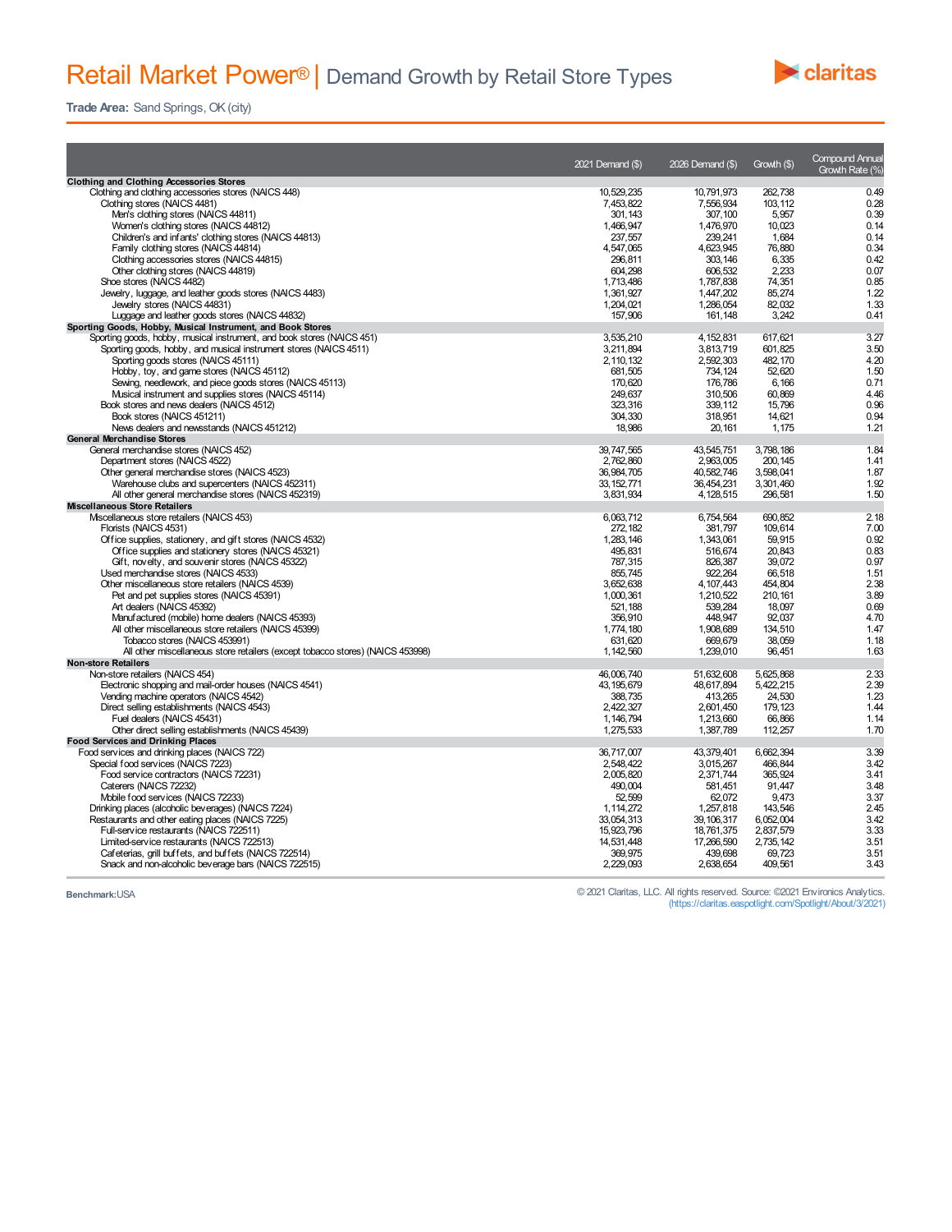# Retail Market Power® | Demand Growth by Retail Store Types

**Trade Area:** Sand Springs, OK (city)

| | 2021 Demand ($) | 2026 Demand ($) | Growth ($) | Compound Annual Growth Rate (%) |
|---|---|---|---|---|
| **Clothing and Clothing Accessories Stores** | | | | |
| Clothing and clothing accessories stores (NAICS 448) | 10,529,235 | 10,791,973 | 262,738 | 0.49 |
| Clothing stores (NAICS 4481) | 7,453,822 | 7,556,934 | 103,112 | 0.28 |
| Men's clothing stores (NAICS 44811) | 301,143 | 307,100 | 5,957 | 0.39 |
| Women's clothing stores (NAICS 44812) | 1,466,947 | 1,476,970 | 10,023 | 0.14 |
| Children's and infants' clothing stores (NAICS 44813) | 237,557 | 239,241 | 1,684 | 0.14 |
| Family clothing stores (NAICS 44814) | 4,547,065 | 4,623,945 | 76,880 | 0.34 |
| Clothing accessories stores (NAICS 44815) | 296,811 | 303,146 | 6,335 | 0.42 |
| Other clothing stores (NAICS 44819) | 604,298 | 606,532 | 2,233 | 0.07 |
| Shoe stores (NAICS 4482) | 1,713,486 | 1,787,838 | 74,351 | 0.85 |
| Jewelry, luggage, and leather goods stores (NAICS 4483) | 1,361,927 | 1,447,202 | 85,274 | 1.22 |
| Jewelry stores (NAICS 44831) | 1,204,021 | 1,286,054 | 82,032 | 1.33 |
| Luggage and leather goods stores (NAICS 44832) | 157,906 | 161,148 | 3,242 | 0.41 |
| **Sporting Goods, Hobby, Musical Instrument, and Book Stores** | | | | |
| Sporting goods, hobby, musical instrument, and book stores (NAICS 451) | 3,535,210 | 4,152,831 | 617,621 | 3.27 |
| Sporting goods, hobby, and musical instrument stores (NAICS 4511) | 3,211,894 | 3,813,719 | 601,825 | 3.50 |
| Sporting goods stores (NAICS 45111) | 2,110,132 | 2,592,303 | 482,170 | 4.20 |
| Hobby, toy, and game stores (NAICS 45112) | 681,505 | 734,124 | 52,620 | 1.50 |
| Sewing, needlework, and piece goods stores (NAICS 45113) | 170,620 | 176,786 | 6,166 | 0.71 |
| Musical instrument and supplies stores (NAICS 45114) | 249,637 | 310,506 | 60,869 | 4.46 |
| Book stores and news dealers (NAICS 4512) | 323,316 | 339,112 | 15,796 | 0.96 |
| Book stores (NAICS 451211) | 304,330 | 318,951 | 14,621 | 0.94 |
| News dealers and newsstands (NAICS 451212) | 18,986 | 20,161 | 1,175 | 1.21 |
| **General Merchandise Stores** | | | | |
| General merchandise stores (NAICS 452) | 39,747,565 | 43,545,751 | 3,798,186 | 1.84 |
| Department stores (NAICS 4522) | 2,762,860 | 2,963,005 | 200,145 | 1.41 |
| Other general merchandise stores (NAICS 4523) | 36,984,705 | 40,582,746 | 3,598,041 | 1.87 |
| Warehouse clubs and supercenters (NAICS 452311) | 33,152,771 | 36,454,231 | 3,301,460 | 1.92 |
| All other general merchandise stores (NAICS 452319) | 3,831,934 | 4,128,515 | 296,581 | 1.50 |
| **Miscellaneous Store Retailers** | | | | |
| Miscellaneous store retailers (NAICS 453) | 6,063,712 | 6,754,564 | 690,852 | 2.18 |
| Florists (NAICS 4531) | 272,182 | 381,797 | 109,614 | 7.00 |
| Office supplies, stationery, and gift stores (NAICS 4532) | 1,283,146 | 1,343,061 | 59,915 | 0.92 |
| Office supplies and stationery stores (NAICS 45321) | 495,831 | 516,674 | 20,843 | 0.83 |
| Gift, novelty, and souvenir stores (NAICS 45322) | 787,315 | 826,387 | 39,072 | 0.97 |
| Used merchandise stores (NAICS 4533) | 855,745 | 922,264 | 66,518 | 1.51 |
| Other miscellaneous store retailers (NAICS 4539) | 3,652,638 | 4,107,443 | 454,804 | 2.38 |
| Pet and pet supplies stores (NAICS 45391) | 1,000,361 | 1,210,522 | 210,161 | 3.89 |
| Art dealers (NAICS 45392) | 521,188 | 539,284 | 18,097 | 0.69 |
| Manufactured (mobile) home dealers (NAICS 45393) | 356,910 | 448,947 | 92,037 | 4.70 |
| All other miscellaneous store retailers (NAICS 45399) | 1,774,180 | 1,908,689 | 134,510 | 1.47 |
| Tobacco stores (NAICS 453991) | 631,620 | 669,679 | 38,059 | 1.18 |
| All other miscellaneous store retailers (except tobacco stores) (NAICS 453998) | 1,142,560 | 1,239,010 | 96,451 | 1.63 |
| **Non-store Retailers** | | | | |
| Non-store retailers (NAICS 454) | 46,006,740 | 51,632,608 | 5,625,868 | 2.33 |
| Electronic shopping and mail-order houses (NAICS 4541) | 43,195,679 | 48,617,894 | 5,422,215 | 2.39 |
| Vending machine operators (NAICS 4542) | 388,735 | 413,265 | 24,530 | 1.23 |
| Direct selling establishments (NAICS 4543) | 2,422,327 | 2,601,450 | 179,123 | 1.44 |
| Fuel dealers (NAICS 45431) | 1,146,794 | 1,213,660 | 66,866 | 1.14 |
| Other direct selling establishments (NAICS 45439) | 1,275,533 | 1,387,789 | 112,257 | 1.70 |
| **Food Services and Drinking Places** | | | | |
| Food services and drinking places (NAICS 722) | 36,717,007 | 43,379,401 | 6,662,394 | 3.39 |
| Special food services (NAICS 7223) | 2,548,422 | 3,015,267 | 466,844 | 3.42 |
| Food service contractors (NAICS 72231) | 2,005,820 | 2,371,744 | 365,924 | 3.41 |
| Caterers (NAICS 72232) | 490,004 | 581,451 | 91,447 | 3.48 |
| Mobile food services (NAICS 72233) | 52,599 | 62,072 | 9,473 | 3.37 |
| Drinking places (alcoholic beverages) (NAICS 7224) | 1,114,272 | 1,257,818 | 143,546 | 2.45 |
| Restaurants and other eating places (NAICS 7225) | 33,054,313 | 39,106,317 | 6,052,004 | 3.42 |
| Full-service restaurants (NAICS 722511) | 15,923,796 | 18,761,375 | 2,837,579 | 3.33 |
| Limited-service restaurants (NAICS 722513) | 14,531,448 | 17,266,590 | 2,735,142 | 3.51 |
| Cafeterias, grill buffets, and buffets (NAICS 722514) | 369,975 | 439,698 | 69,723 | 3.51 |
| Snack and non-alcoholic beverage bars (NAICS 722515) | 2,229,093 | 2,638,654 | 409,561 | 3.43 |

**Benchmark:** USA

© 2021 Claritas, LLC. All rights reserved. Source: ©2021 Environics Analytics. (https://claritas.easpotlight.com/Spotlight/About/3/2021)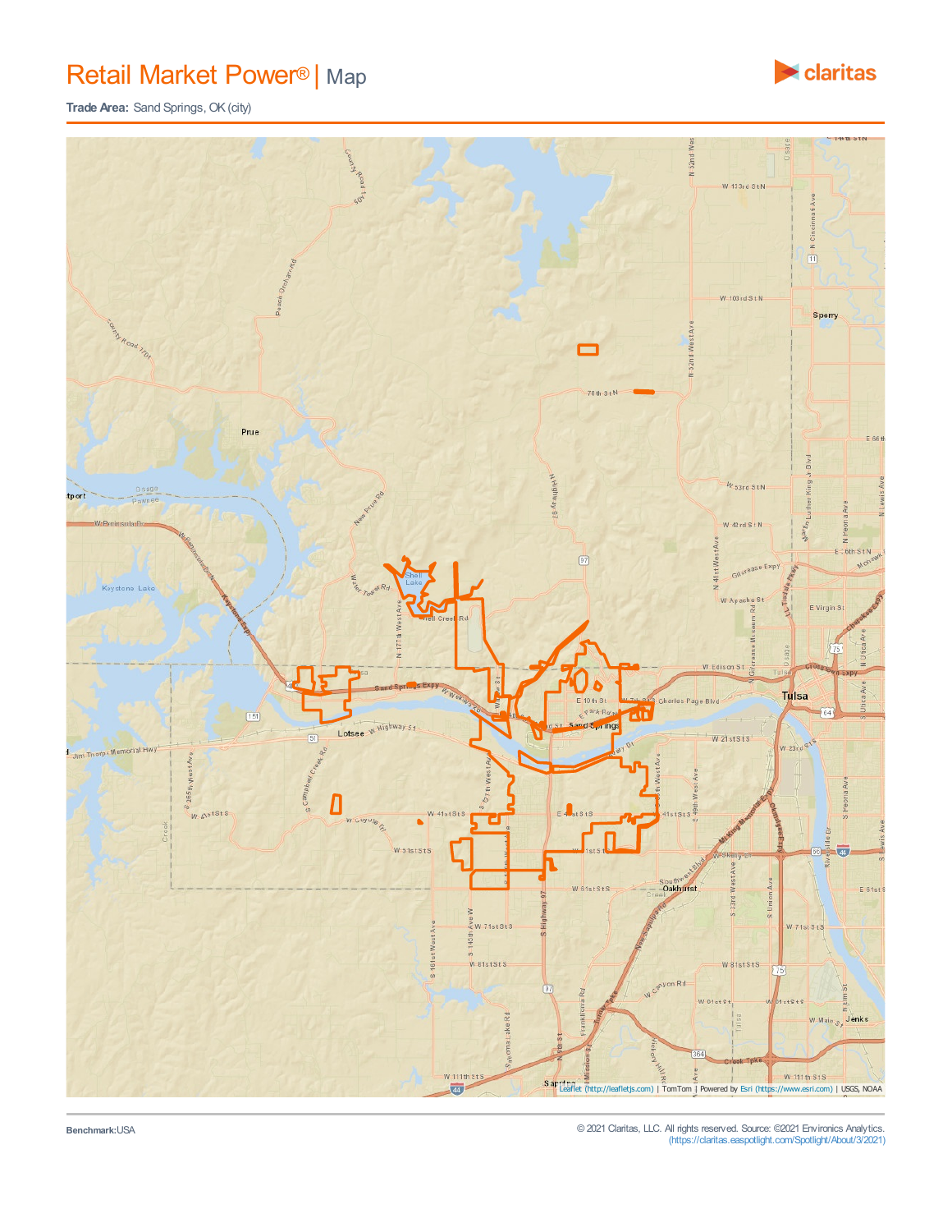# Retail Market Power® | Map

**Trade Area:** Sand Springs, OK (city)

Leaflet (http://leafletjs.com) | TomTom | Powered by Esri (https://www.esri.com) | USGS, NOAA

**Benchmark:** USA

© 2021 Claritas, LLC. All rights reserved. Source: ©2021 Environics Analytics.
(https://claritas.easpotlight.com/Spotlight/About/3/2021)